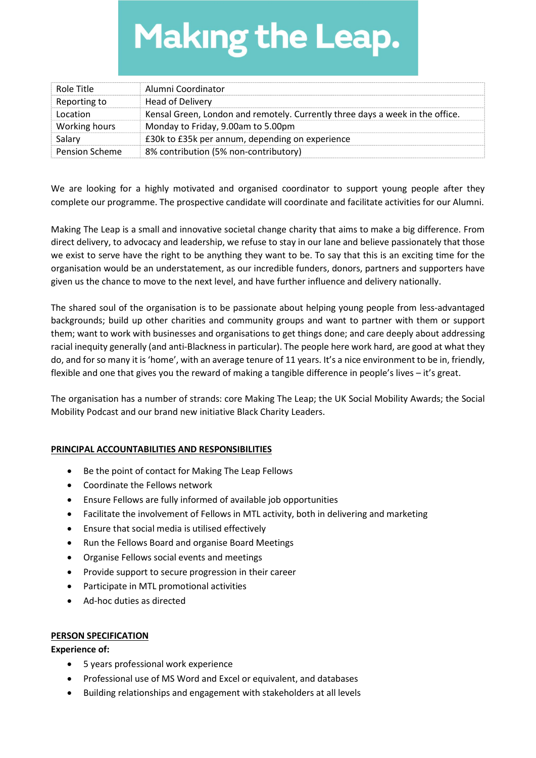# Making the Leap.

| Role Title | Alumni Coordinator |
|---|---|
| Reporting to | Head of Delivery |
| Location | Kensal Green, London and remotely. Currently three days a week in the office. |
| Working hours | Monday to Friday, 9.00am to 5.00pm |
| Salary | £30k to £35k per annum, depending on experience |
| Pension Scheme | 8% contribution (5% non-contributory) |

We are looking for a highly motivated and organised coordinator to support young people after they complete our programme. The prospective candidate will coordinate and facilitate activities for our Alumni.

Making The Leap is a small and innovative societal change charity that aims to make a big difference. From direct delivery, to advocacy and leadership, we refuse to stay in our lane and believe passionately that those we exist to serve have the right to be anything they want to be. To say that this is an exciting time for the organisation would be an understatement, as our incredible funders, donors, partners and supporters have given us the chance to move to the next level, and have further influence and delivery nationally.

The shared soul of the organisation is to be passionate about helping young people from less-advantaged backgrounds; build up other charities and community groups and want to partner with them or support them; want to work with businesses and organisations to get things done; and care deeply about addressing racial inequity generally (and anti-Blackness in particular). The people here work hard, are good at what they do, and for so many it is 'home', with an average tenure of 11 years. It's a nice environment to be in, friendly, flexible and one that gives you the reward of making a tangible difference in people's lives – it's great.

The organisation has a number of strands: core Making The Leap; the UK Social Mobility Awards; the Social Mobility Podcast and our brand new initiative Black Charity Leaders.

## PRINCIPAL ACCOUNTABILITIES AND RESPONSIBILITIES

- Be the point of contact for Making The Leap Fellows
- Coordinate the Fellows network
- Ensure Fellows are fully informed of available job opportunities
- Facilitate the involvement of Fellows in MTL activity, both in delivering and marketing
- Ensure that social media is utilised effectively
- Run the Fellows Board and organise Board Meetings
- Organise Fellows social events and meetings
- Provide support to secure progression in their career
- Participate in MTL promotional activities
- Ad-hoc duties as directed

## PERSON SPECIFICATION

**Experience of:**

- 5 years professional work experience
- Professional use of MS Word and Excel or equivalent, and databases
- Building relationships and engagement with stakeholders at all levels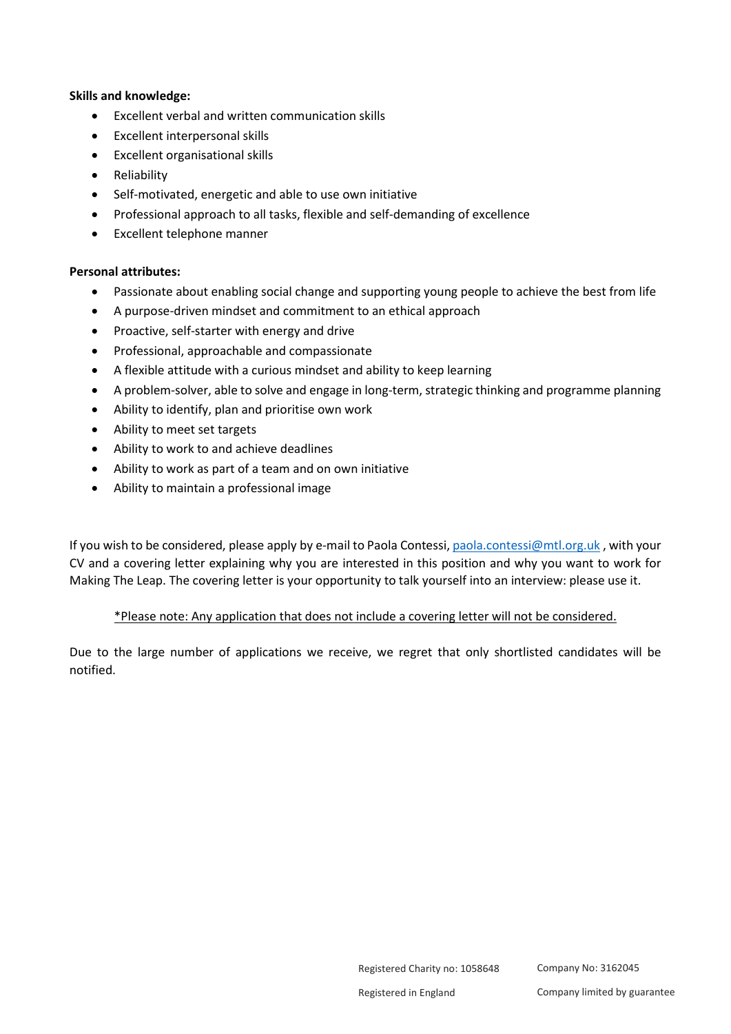**Skills and knowledge:**

- Excellent verbal and written communication skills
- Excellent interpersonal skills
- Excellent organisational skills
- Reliability
- Self-motivated, energetic and able to use own initiative
- Professional approach to all tasks, flexible and self-demanding of excellence
- Excellent telephone manner

**Personal attributes:**

- Passionate about enabling social change and supporting young people to achieve the best from life
- A purpose-driven mindset and commitment to an ethical approach
- Proactive, self-starter with energy and drive
- Professional, approachable and compassionate
- A flexible attitude with a curious mindset and ability to keep learning
- A problem-solver, able to solve and engage in long-term, strategic thinking and programme planning
- Ability to identify, plan and prioritise own work
- Ability to meet set targets
- Ability to work to and achieve deadlines
- Ability to work as part of a team and on own initiative
- Ability to maintain a professional image

If you wish to be considered, please apply by e-mail to Paola Contessi, paola.contessi@mtl.org.uk , with your CV and a covering letter explaining why you are interested in this position and why you want to work for Making The Leap. The covering letter is your opportunity to talk yourself into an interview: please use it.

*Please note: Any application that does not include a covering letter will not be considered.

Due to the large number of applications we receive, we regret that only shortlisted candidates will be notified.

Registered Charity no: 1058648 Company No: 3162045

Registered in England Company limited by guarantee